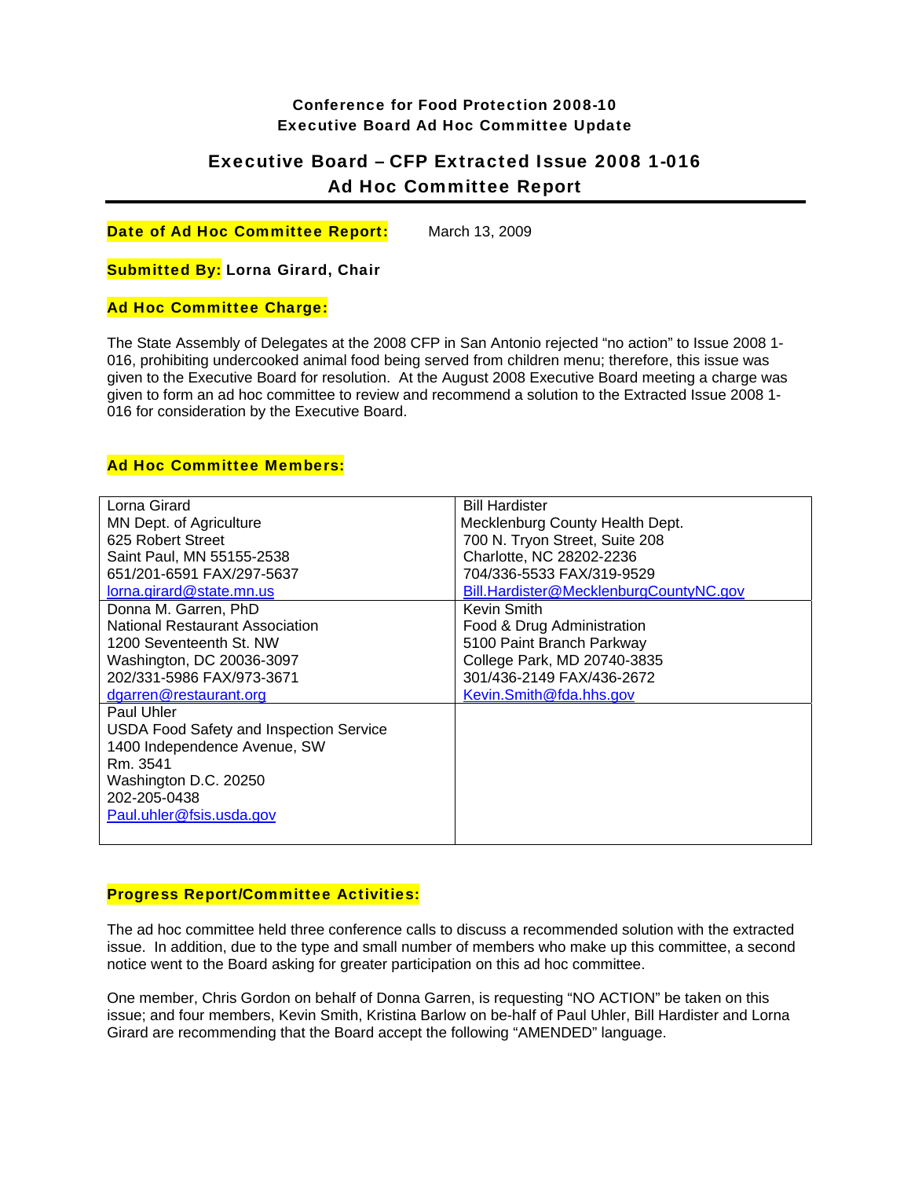**Conference for Food Protection 2008-10**
**Executive Board Ad Hoc Committee Update**

# Executive Board – CFP Extracted Issue 2008 1-016 Ad Hoc Committee Report

**Date of Ad Hoc Committee Report:** March 13, 2009

**Submitted By:** **Lorna Girard, Chair**

**Ad Hoc Committee Charge:**

The State Assembly of Delegates at the 2008 CFP in San Antonio rejected "no action" to Issue 2008 1-016, prohibiting undercooked animal food being served from children menu; therefore, this issue was given to the Executive Board for resolution. At the August 2008 Executive Board meeting a charge was given to form an ad hoc committee to review and recommend a solution to the Extracted Issue 2008 1-016 for consideration by the Executive Board.

**Ad Hoc Committee Members:**

| | |
|---|---|
| Lorna Girard<br>MN Dept. of Agriculture<br>625 Robert Street<br>Saint Paul, MN 55155-2538<br>651/201-6591 FAX/297-5637<br>lorna.girard@state.mn.us | Bill Hardister<br>Mecklenburg County Health Dept.<br>700 N. Tryon Street, Suite 208<br>Charlotte, NC 28202-2236<br>704/336-5533 FAX/319-9529<br>Bill.Hardister@MecklenburgCountyNC.gov |
| Donna M. Garren, PhD<br>National Restaurant Association<br>1200 Seventeenth St. NW<br>Washington, DC 20036-3097<br>202/331-5986 FAX/973-3671<br>dgarren@restaurant.org | Kevin Smith<br>Food & Drug Administration<br>5100 Paint Branch Parkway<br>College Park, MD 20740-3835<br>301/436-2149 FAX/436-2672<br>Kevin.Smith@fda.hhs.gov |
| Paul Uhler<br>USDA Food Safety and Inspection Service<br>1400 Independence Avenue, SW<br>Rm. 3541<br>Washington D.C. 20250<br>202-205-0438<br>Paul.uhler@fsis.usda.gov | |

**Progress Report/Committee Activities:**

The ad hoc committee held three conference calls to discuss a recommended solution with the extracted issue. In addition, due to the type and small number of members who make up this committee, a second notice went to the Board asking for greater participation on this ad hoc committee.

One member, Chris Gordon on behalf of Donna Garren, is requesting "NO ACTION" be taken on this issue; and four members, Kevin Smith, Kristina Barlow on be-half of Paul Uhler, Bill Hardister and Lorna Girard are recommending that the Board accept the following "AMENDED" language.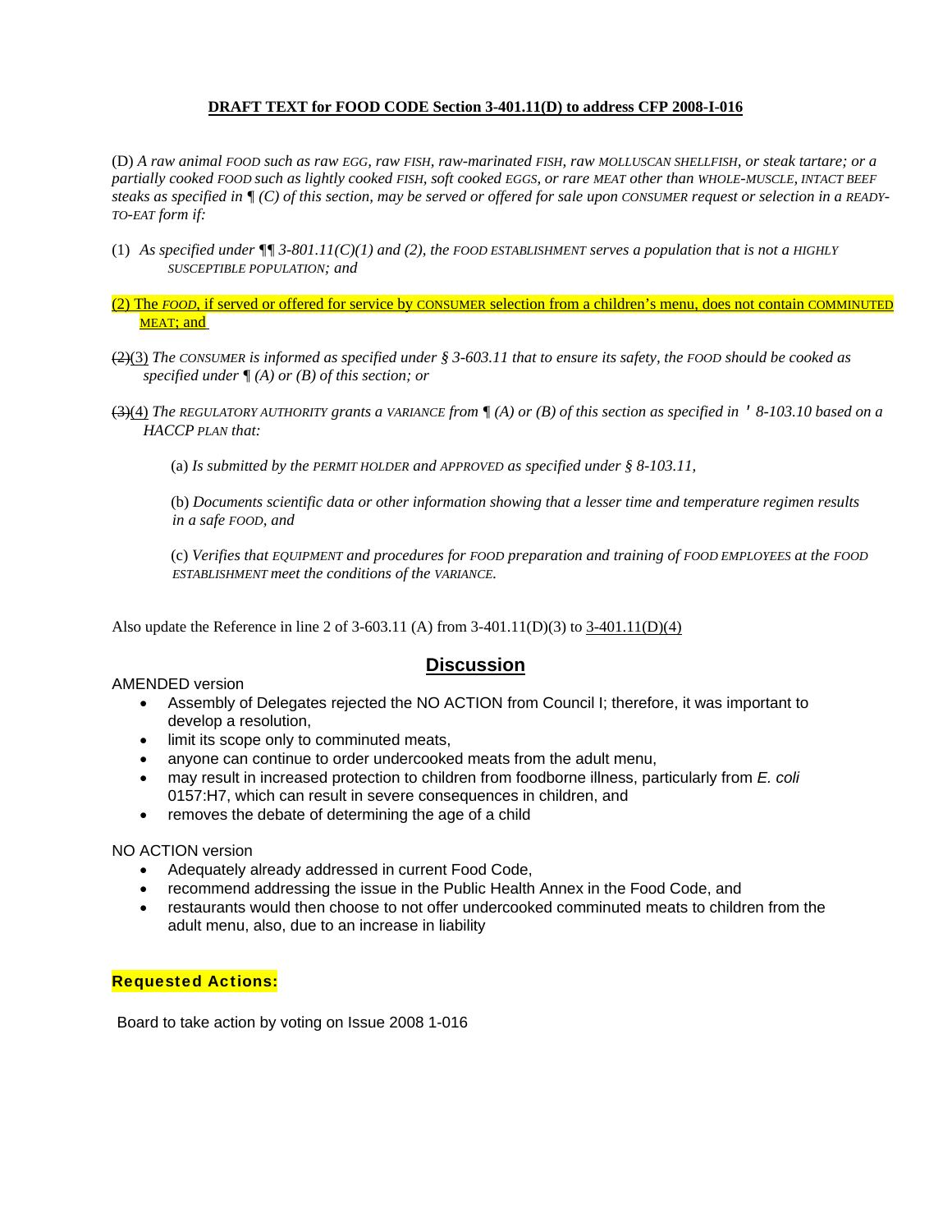**DRAFT TEXT for FOOD CODE Section 3-401.11(D) to address CFP 2008-I-016**

(D) *A raw animal* FOOD *such as raw* EGG, *raw* FISH, *raw-marinated* FISH, *raw* MOLLUSCAN SHELLFISH, *or steak tartare; or a partially cooked* FOOD *such as lightly cooked* FISH, *soft cooked* EGGS, *or rare* MEAT *other than* WHOLE-MUSCLE, INTACT BEEF *steaks as specified in ¶ (C) of this section, may be served or offered for sale upon* CONSUMER *request or selection in a* READY-TO-EAT *form if:*

(1) *As specified under ¶¶ 3-801.11(C)(1) and (2), the* FOOD ESTABLISHMENT *serves a population that is not a* HIGHLY SUSCEPTIBLE POPULATION*; and*

(2) The *FOOD*, if served or offered for service by CONSUMER selection from a children's menu, does not contain COMMINUTED MEAT; and

~~(2)~~(3) *The* CONSUMER *is informed as specified under § 3-603.11 that to ensure its safety, the* FOOD *should be cooked as specified under ¶ (A) or (B) of this section; or*

~~(3)~~(4) *The* REGULATORY AUTHORITY *grants a* VARIANCE *from ¶ (A) or (B) of this section as specified in ' 8-103.10 based on a HACCP* PLAN *that:*

(a) *Is submitted by the* PERMIT HOLDER *and* APPROVED *as specified under § 8-103.11,*

(b) *Documents scientific data or other information showing that a lesser time and temperature regimen results in a safe* FOOD, *and*

(c) *Verifies that* EQUIPMENT *and procedures for* FOOD *preparation and training of* FOOD EMPLOYEES *at the* FOOD ESTABLISHMENT *meet the conditions of the* VARIANCE.

Also update the Reference in line 2 of 3-603.11 (A) from 3-401.11(D)(3) to 3-401.11(D)(4)

## Discussion

AMENDED version

- Assembly of Delegates rejected the NO ACTION from Council I; therefore, it was important to develop a resolution,
- limit its scope only to comminuted meats,
- anyone can continue to order undercooked meats from the adult menu,
- may result in increased protection to children from foodborne illness, particularly from *E. coli* 0157:H7, which can result in severe consequences in children, and
- removes the debate of determining the age of a child

NO ACTION version

- Adequately already addressed in current Food Code,
- recommend addressing the issue in the Public Health Annex in the Food Code, and
- restaurants would then choose to not offer undercooked comminuted meats to children from the adult menu, also, due to an increase in liability

**Requested Actions:**

Board to take action by voting on Issue 2008 1-016